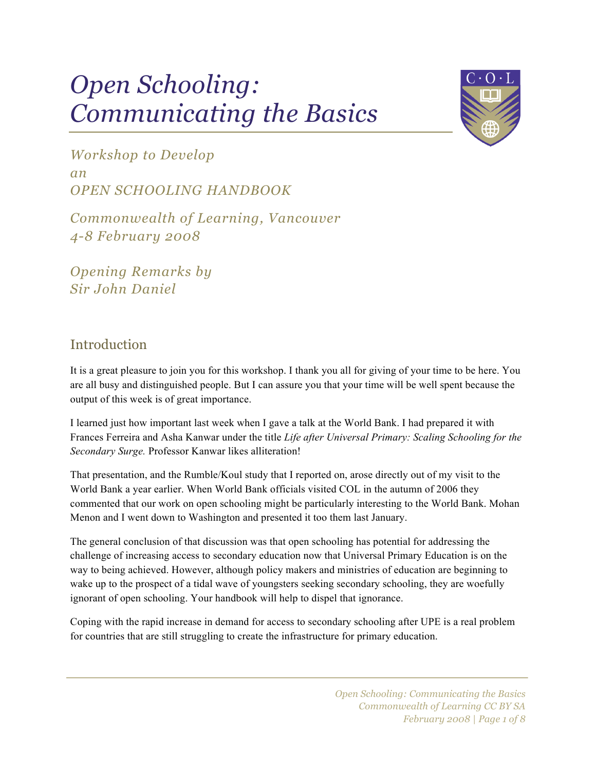# *Open Schooling: Communicating the Basics*

*Workshop to Develop*
*an*
*OPEN SCHOOLING HANDBOOK*

*Commonwealth of Learning, Vancouver*
*4-8 February 2008*

*Opening Remarks by*
*Sir John Daniel*

## Introduction

It is a great pleasure to join you for this workshop. I thank you all for giving of your time to be here. You are all busy and distinguished people. But I can assure you that your time will be well spent because the output of this week is of great importance.

I learned just how important last week when I gave a talk at the World Bank. I had prepared it with Frances Ferreira and Asha Kanwar under the title *Life after Universal Primary: Scaling Schooling for the Secondary Surge.* Professor Kanwar likes alliteration!

That presentation, and the Rumble/Koul study that I reported on, arose directly out of my visit to the World Bank a year earlier. When World Bank officials visited COL in the autumn of 2006 they commented that our work on open schooling might be particularly interesting to the World Bank. Mohan Menon and I went down to Washington and presented it too them last January.

The general conclusion of that discussion was that open schooling has potential for addressing the challenge of increasing access to secondary education now that Universal Primary Education is on the way to being achieved. However, although policy makers and ministries of education are beginning to wake up to the prospect of a tidal wave of youngsters seeking secondary schooling, they are woefully ignorant of open schooling. Your handbook will help to dispel that ignorance.

Coping with the rapid increase in demand for access to secondary schooling after UPE is a real problem for countries that are still struggling to create the infrastructure for primary education.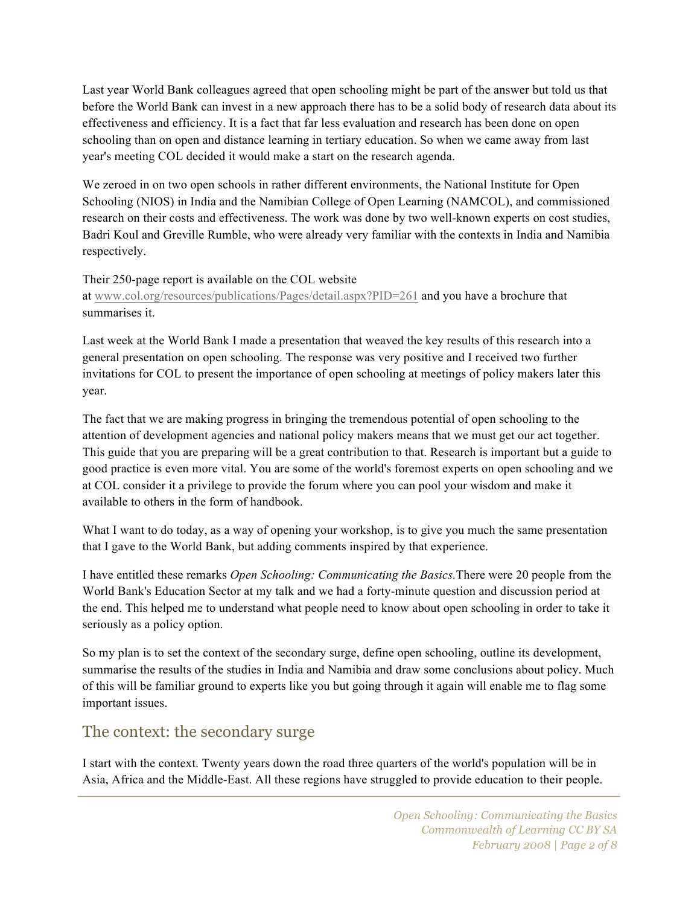Last year World Bank colleagues agreed that open schooling might be part of the answer but told us that before the World Bank can invest in a new approach there has to be a solid body of research data about its effectiveness and efficiency. It is a fact that far less evaluation and research has been done on open schooling than on open and distance learning in tertiary education. So when we came away from last year's meeting COL decided it would make a start on the research agenda.

We zeroed in on two open schools in rather different environments, the National Institute for Open Schooling (NIOS) in India and the Namibian College of Open Learning (NAMCOL), and commissioned research on their costs and effectiveness. The work was done by two well-known experts on cost studies, Badri Koul and Greville Rumble, who were already very familiar with the contexts in India and Namibia respectively.

Their 250-page report is available on the COL website at www.col.org/resources/publications/Pages/detail.aspx?PID=261 and you have a brochure that summarises it.

Last week at the World Bank I made a presentation that weaved the key results of this research into a general presentation on open schooling. The response was very positive and I received two further invitations for COL to present the importance of open schooling at meetings of policy makers later this year.

The fact that we are making progress in bringing the tremendous potential of open schooling to the attention of development agencies and national policy makers means that we must get our act together. This guide that you are preparing will be a great contribution to that. Research is important but a guide to good practice is even more vital. You are some of the world's foremost experts on open schooling and we at COL consider it a privilege to provide the forum where you can pool your wisdom and make it available to others in the form of handbook.

What I want to do today, as a way of opening your workshop, is to give you much the same presentation that I gave to the World Bank, but adding comments inspired by that experience.

I have entitled these remarks *Open Schooling: Communicating the Basics.*There were 20 people from the World Bank's Education Sector at my talk and we had a forty-minute question and discussion period at the end. This helped me to understand what people need to know about open schooling in order to take it seriously as a policy option.

So my plan is to set the context of the secondary surge, define open schooling, outline its development, summarise the results of the studies in India and Namibia and draw some conclusions about policy. Much of this will be familiar ground to experts like you but going through it again will enable me to flag some important issues.

## The context: the secondary surge

I start with the context. Twenty years down the road three quarters of the world's population will be in Asia, Africa and the Middle-East. All these regions have struggled to provide education to their people.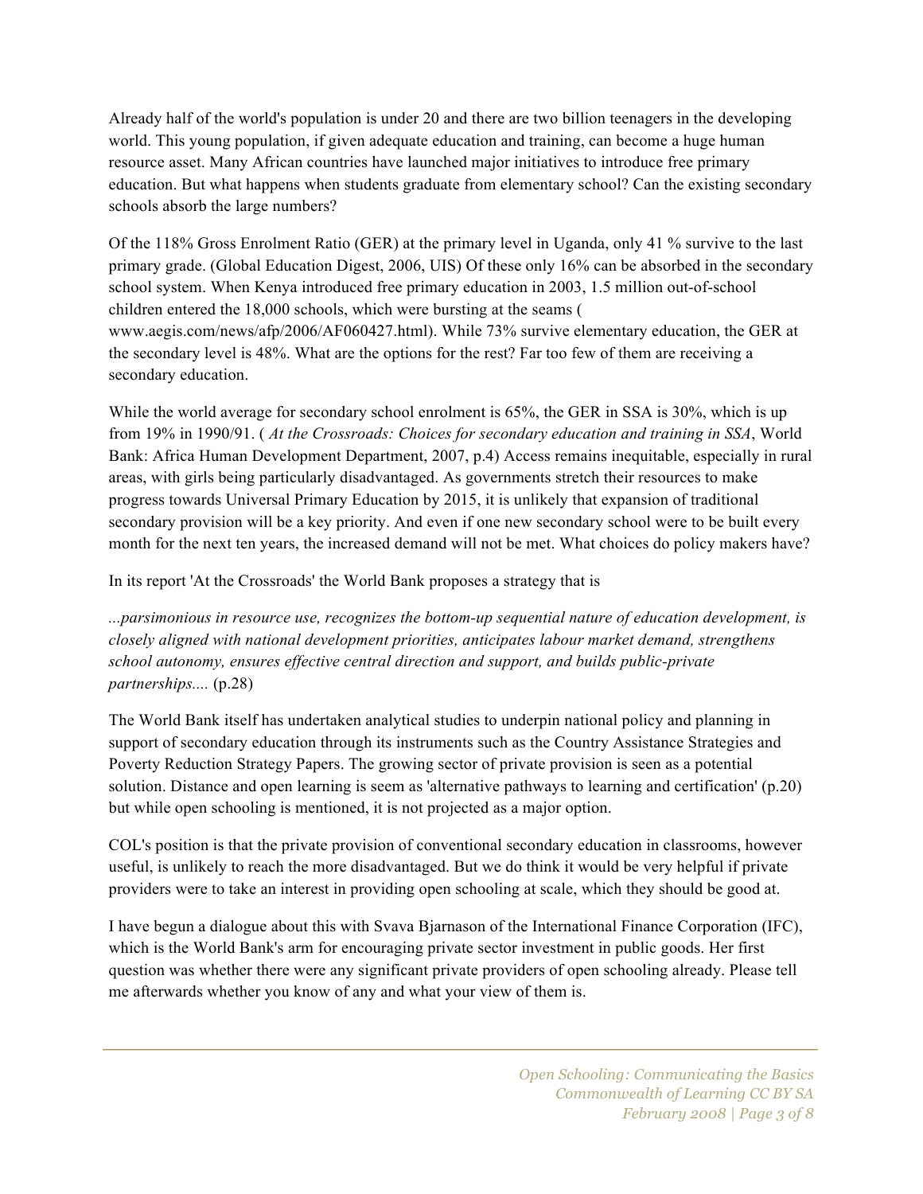Already half of the world's population is under 20 and there are two billion teenagers in the developing world. This young population, if given adequate education and training, can become a huge human resource asset. Many African countries have launched major initiatives to introduce free primary education. But what happens when students graduate from elementary school? Can the existing secondary schools absorb the large numbers?

Of the 118% Gross Enrolment Ratio (GER) at the primary level in Uganda, only 41 % survive to the last primary grade. (Global Education Digest, 2006, UIS) Of these only 16% can be absorbed in the secondary school system. When Kenya introduced free primary education in 2003, 1.5 million out-of-school children entered the 18,000 schools, which were bursting at the seams ( www.aegis.com/news/afp/2006/AF060427.html). While 73% survive elementary education, the GER at the secondary level is 48%. What are the options for the rest? Far too few of them are receiving a secondary education.

While the world average for secondary school enrolment is 65%, the GER in SSA is 30%, which is up from 19% in 1990/91. ( *At the Crossroads: Choices for secondary education and training in SSA*, World Bank: Africa Human Development Department, 2007, p.4) Access remains inequitable, especially in rural areas, with girls being particularly disadvantaged. As governments stretch their resources to make progress towards Universal Primary Education by 2015, it is unlikely that expansion of traditional secondary provision will be a key priority. And even if one new secondary school were to be built every month for the next ten years, the increased demand will not be met. What choices do policy makers have?

In its report 'At the Crossroads' the World Bank proposes a strategy that is

*...parsimonious in resource use, recognizes the bottom-up sequential nature of education development, is closely aligned with national development priorities, anticipates labour market demand, strengthens school autonomy, ensures effective central direction and support, and builds public-private partnerships....* (p.28)

The World Bank itself has undertaken analytical studies to underpin national policy and planning in support of secondary education through its instruments such as the Country Assistance Strategies and Poverty Reduction Strategy Papers. The growing sector of private provision is seen as a potential solution. Distance and open learning is seem as 'alternative pathways to learning and certification' (p.20) but while open schooling is mentioned, it is not projected as a major option.

COL's position is that the private provision of conventional secondary education in classrooms, however useful, is unlikely to reach the more disadvantaged. But we do think it would be very helpful if private providers were to take an interest in providing open schooling at scale, which they should be good at.

I have begun a dialogue about this with Svava Bjarnason of the International Finance Corporation (IFC), which is the World Bank's arm for encouraging private sector investment in public goods. Her first question was whether there were any significant private providers of open schooling already. Please tell me afterwards whether you know of any and what your view of them is.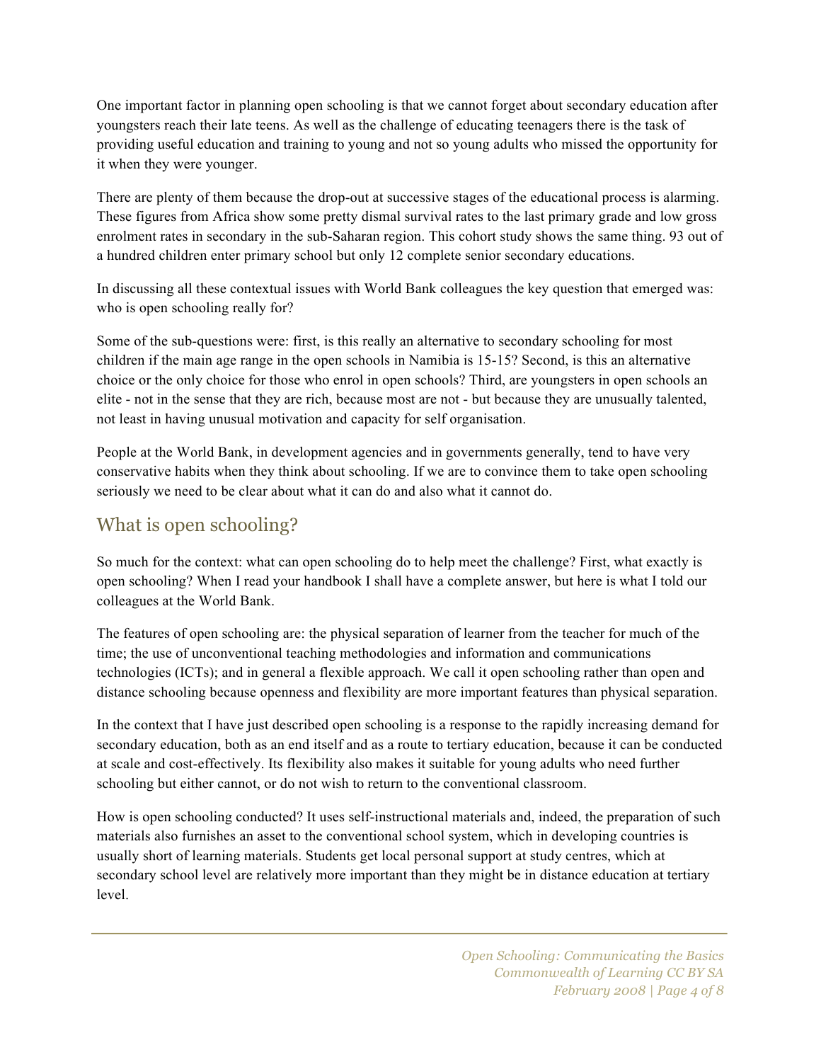One important factor in planning open schooling is that we cannot forget about secondary education after youngsters reach their late teens. As well as the challenge of educating teenagers there is the task of providing useful education and training to young and not so young adults who missed the opportunity for it when they were younger.

There are plenty of them because the drop-out at successive stages of the educational process is alarming. These figures from Africa show some pretty dismal survival rates to the last primary grade and low gross enrolment rates in secondary in the sub-Saharan region. This cohort study shows the same thing. 93 out of a hundred children enter primary school but only 12 complete senior secondary educations.

In discussing all these contextual issues with World Bank colleagues the key question that emerged was: who is open schooling really for?

Some of the sub-questions were: first, is this really an alternative to secondary schooling for most children if the main age range in the open schools in Namibia is 15-15? Second, is this an alternative choice or the only choice for those who enrol in open schools? Third, are youngsters in open schools an elite - not in the sense that they are rich, because most are not - but because they are unusually talented, not least in having unusual motivation and capacity for self organisation.

People at the World Bank, in development agencies and in governments generally, tend to have very conservative habits when they think about schooling. If we are to convince them to take open schooling seriously we need to be clear about what it can do and also what it cannot do.

## What is open schooling?

So much for the context: what can open schooling do to help meet the challenge? First, what exactly is open schooling? When I read your handbook I shall have a complete answer, but here is what I told our colleagues at the World Bank.

The features of open schooling are: the physical separation of learner from the teacher for much of the time; the use of unconventional teaching methodologies and information and communications technologies (ICTs); and in general a flexible approach. We call it open schooling rather than open and distance schooling because openness and flexibility are more important features than physical separation.

In the context that I have just described open schooling is a response to the rapidly increasing demand for secondary education, both as an end itself and as a route to tertiary education, because it can be conducted at scale and cost-effectively. Its flexibility also makes it suitable for young adults who need further schooling but either cannot, or do not wish to return to the conventional classroom.

How is open schooling conducted? It uses self-instructional materials and, indeed, the preparation of such materials also furnishes an asset to the conventional school system, which in developing countries is usually short of learning materials. Students get local personal support at study centres, which at secondary school level are relatively more important than they might be in distance education at tertiary level.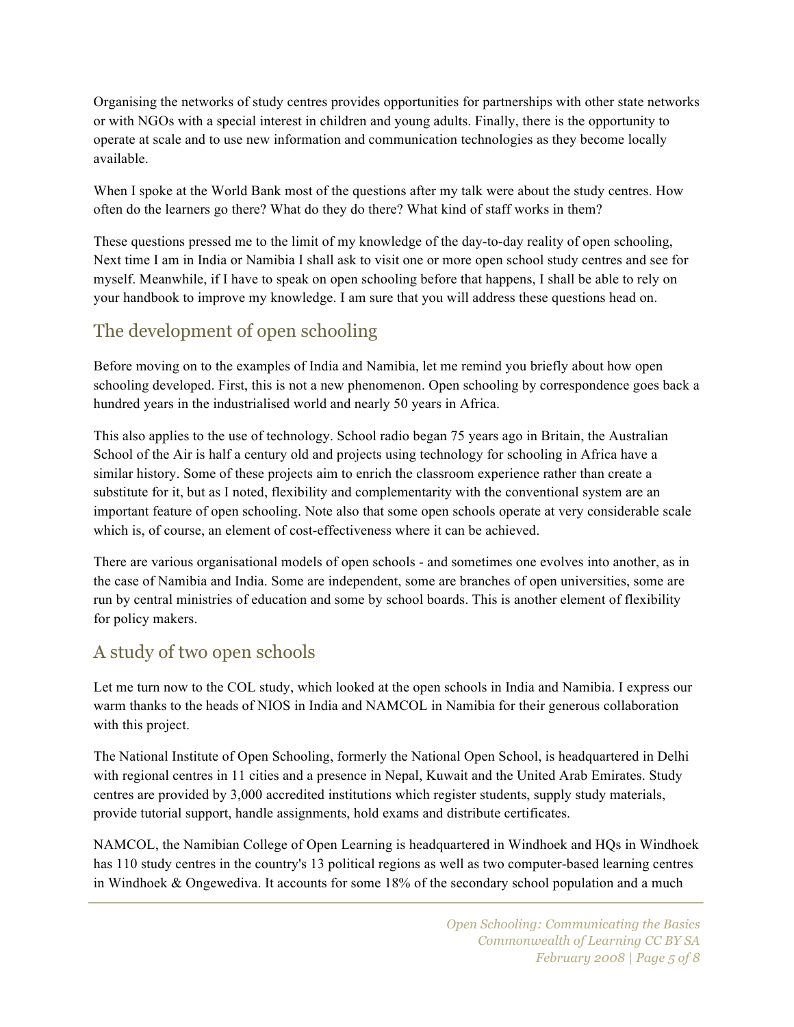Organising the networks of study centres provides opportunities for partnerships with other state networks or with NGOs with a special interest in children and young adults. Finally, there is the opportunity to operate at scale and to use new information and communication technologies as they become locally available.

When I spoke at the World Bank most of the questions after my talk were about the study centres. How often do the learners go there? What do they do there? What kind of staff works in them?

These questions pressed me to the limit of my knowledge of the day-to-day reality of open schooling, Next time I am in India or Namibia I shall ask to visit one or more open school study centres and see for myself. Meanwhile, if I have to speak on open schooling before that happens, I shall be able to rely on your handbook to improve my knowledge. I am sure that you will address these questions head on.

## The development of open schooling

Before moving on to the examples of India and Namibia, let me remind you briefly about how open schooling developed. First, this is not a new phenomenon. Open schooling by correspondence goes back a hundred years in the industrialised world and nearly 50 years in Africa.

This also applies to the use of technology. School radio began 75 years ago in Britain, the Australian School of the Air is half a century old and projects using technology for schooling in Africa have a similar history. Some of these projects aim to enrich the classroom experience rather than create a substitute for it, but as I noted, flexibility and complementarity with the conventional system are an important feature of open schooling. Note also that some open schools operate at very considerable scale which is, of course, an element of cost-effectiveness where it can be achieved.

There are various organisational models of open schools - and sometimes one evolves into another, as in the case of Namibia and India. Some are independent, some are branches of open universities, some are run by central ministries of education and some by school boards. This is another element of flexibility for policy makers.

## A study of two open schools

Let me turn now to the COL study, which looked at the open schools in India and Namibia. I express our warm thanks to the heads of NIOS in India and NAMCOL in Namibia for their generous collaboration with this project.

The National Institute of Open Schooling, formerly the National Open School, is headquartered in Delhi with regional centres in 11 cities and a presence in Nepal, Kuwait and the United Arab Emirates. Study centres are provided by 3,000 accredited institutions which register students, supply study materials, provide tutorial support, handle assignments, hold exams and distribute certificates.

NAMCOL, the Namibian College of Open Learning is headquartered in Windhoek and HQs in Windhoek has 110 study centres in the country's 13 political regions as well as two computer-based learning centres in Windhoek & Ongewediva. It accounts for some 18% of the secondary school population and a much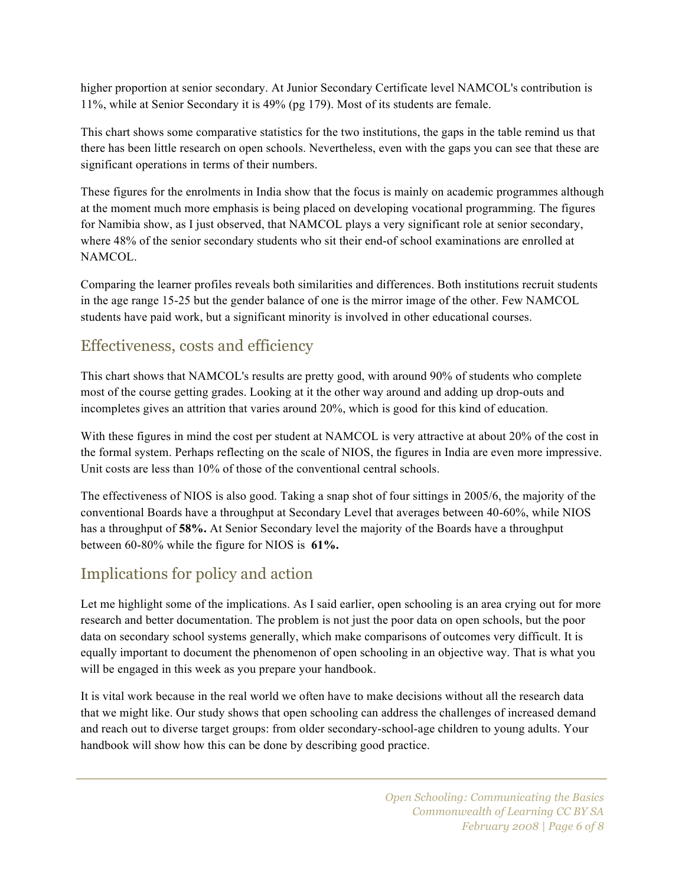higher proportion at senior secondary. At Junior Secondary Certificate level NAMCOL's contribution is 11%, while at Senior Secondary it is 49% (pg 179). Most of its students are female.

This chart shows some comparative statistics for the two institutions, the gaps in the table remind us that there has been little research on open schools. Nevertheless, even with the gaps you can see that these are significant operations in terms of their numbers.

These figures for the enrolments in India show that the focus is mainly on academic programmes although at the moment much more emphasis is being placed on developing vocational programming. The figures for Namibia show, as I just observed, that NAMCOL plays a very significant role at senior secondary, where 48% of the senior secondary students who sit their end-of school examinations are enrolled at NAMCOL.

Comparing the learner profiles reveals both similarities and differences. Both institutions recruit students in the age range 15-25 but the gender balance of one is the mirror image of the other. Few NAMCOL students have paid work, but a significant minority is involved in other educational courses.

## Effectiveness, costs and efficiency

This chart shows that NAMCOL's results are pretty good, with around 90% of students who complete most of the course getting grades. Looking at it the other way around and adding up drop-outs and incompletes gives an attrition that varies around 20%, which is good for this kind of education.

With these figures in mind the cost per student at NAMCOL is very attractive at about 20% of the cost in the formal system. Perhaps reflecting on the scale of NIOS, the figures in India are even more impressive. Unit costs are less than 10% of those of the conventional central schools.

The effectiveness of NIOS is also good. Taking a snap shot of four sittings in 2005/6, the majority of the conventional Boards have a throughput at Secondary Level that averages between 40-60%, while NIOS has a throughput of **58%.** At Senior Secondary level the majority of the Boards have a throughput between 60-80% while the figure for NIOS is **61%.**

## Implications for policy and action

Let me highlight some of the implications. As I said earlier, open schooling is an area crying out for more research and better documentation. The problem is not just the poor data on open schools, but the poor data on secondary school systems generally, which make comparisons of outcomes very difficult. It is equally important to document the phenomenon of open schooling in an objective way. That is what you will be engaged in this week as you prepare your handbook.

It is vital work because in the real world we often have to make decisions without all the research data that we might like. Our study shows that open schooling can address the challenges of increased demand and reach out to diverse target groups: from older secondary-school-age children to young adults. Your handbook will show how this can be done by describing good practice.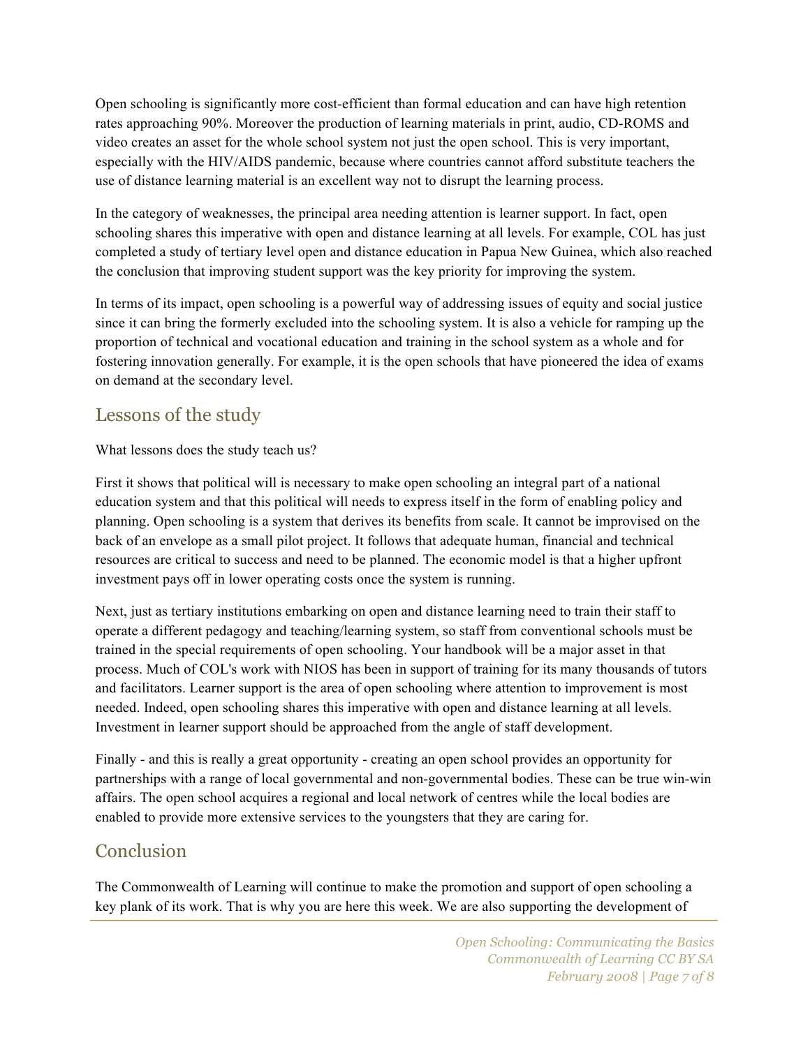Open schooling is significantly more cost-efficient than formal education and can have high retention rates approaching 90%. Moreover the production of learning materials in print, audio, CD-ROMS and video creates an asset for the whole school system not just the open school. This is very important, especially with the HIV/AIDS pandemic, because where countries cannot afford substitute teachers the use of distance learning material is an excellent way not to disrupt the learning process.

In the category of weaknesses, the principal area needing attention is learner support. In fact, open schooling shares this imperative with open and distance learning at all levels. For example, COL has just completed a study of tertiary level open and distance education in Papua New Guinea, which also reached the conclusion that improving student support was the key priority for improving the system.

In terms of its impact, open schooling is a powerful way of addressing issues of equity and social justice since it can bring the formerly excluded into the schooling system. It is also a vehicle for ramping up the proportion of technical and vocational education and training in the school system as a whole and for fostering innovation generally. For example, it is the open schools that have pioneered the idea of exams on demand at the secondary level.

## Lessons of the study

What lessons does the study teach us?

First it shows that political will is necessary to make open schooling an integral part of a national education system and that this political will needs to express itself in the form of enabling policy and planning. Open schooling is a system that derives its benefits from scale. It cannot be improvised on the back of an envelope as a small pilot project. It follows that adequate human, financial and technical resources are critical to success and need to be planned. The economic model is that a higher upfront investment pays off in lower operating costs once the system is running.

Next, just as tertiary institutions embarking on open and distance learning need to train their staff to operate a different pedagogy and teaching/learning system, so staff from conventional schools must be trained in the special requirements of open schooling. Your handbook will be a major asset in that process. Much of COL's work with NIOS has been in support of training for its many thousands of tutors and facilitators. Learner support is the area of open schooling where attention to improvement is most needed. Indeed, open schooling shares this imperative with open and distance learning at all levels. Investment in learner support should be approached from the angle of staff development.

Finally - and this is really a great opportunity - creating an open school provides an opportunity for partnerships with a range of local governmental and non-governmental bodies. These can be true win-win affairs. The open school acquires a regional and local network of centres while the local bodies are enabled to provide more extensive services to the youngsters that they are caring for.

## Conclusion

The Commonwealth of Learning will continue to make the promotion and support of open schooling a key plank of its work. That is why you are here this week. We are also supporting the development of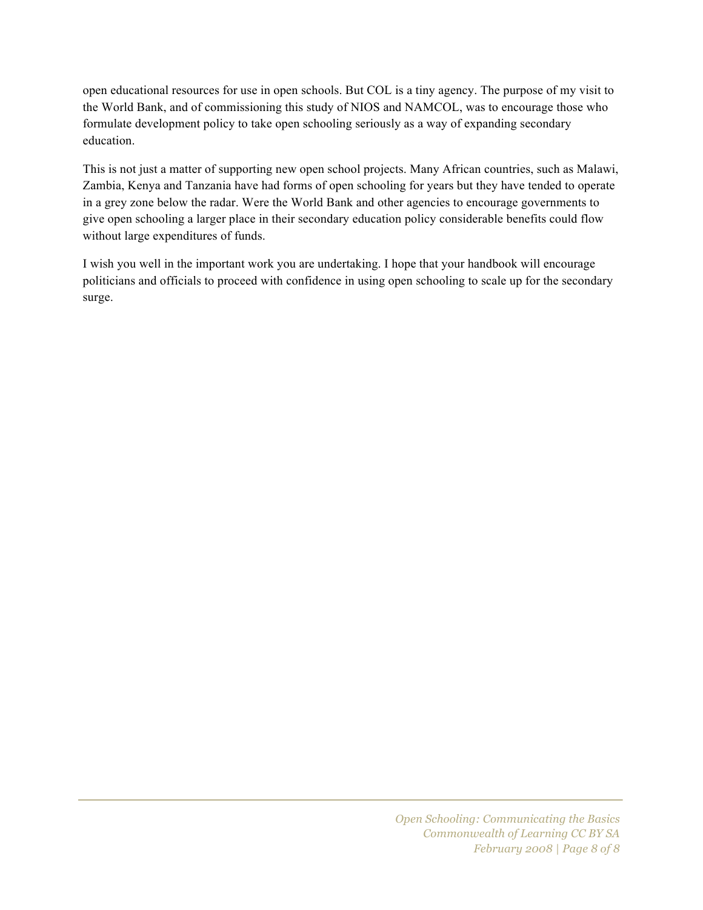open educational resources for use in open schools. But COL is a tiny agency. The purpose of my visit to the World Bank, and of commissioning this study of NIOS and NAMCOL, was to encourage those who formulate development policy to take open schooling seriously as a way of expanding secondary education.

This is not just a matter of supporting new open school projects. Many African countries, such as Malawi, Zambia, Kenya and Tanzania have had forms of open schooling for years but they have tended to operate in a grey zone below the radar. Were the World Bank and other agencies to encourage governments to give open schooling a larger place in their secondary education policy considerable benefits could flow without large expenditures of funds.

I wish you well in the important work you are undertaking. I hope that your handbook will encourage politicians and officials to proceed with confidence in using open schooling to scale up for the secondary surge.